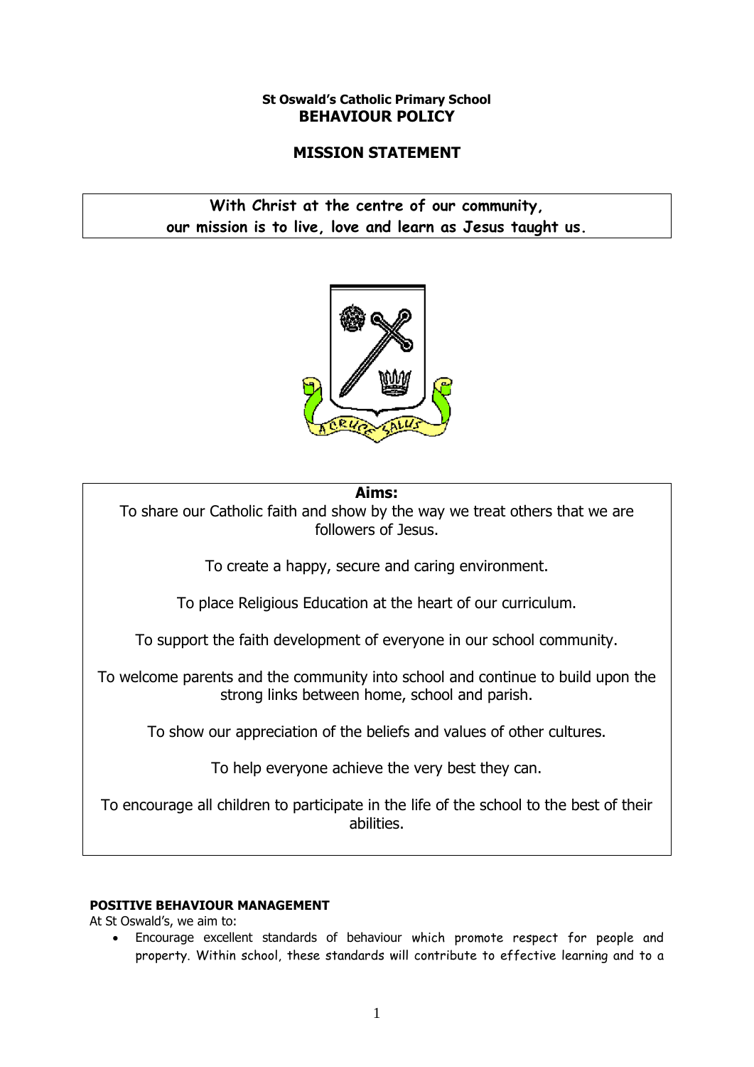**St Oswald's Catholic Primary School**
# BEHAVIOUR POLICY

## MISSION STATEMENT

**With Christ at the centre of our community, our mission is to live, love and learn as Jesus taught us.**

**Aims:**

To share our Catholic faith and show by the way we treat others that we are followers of Jesus.

To create a happy, secure and caring environment.

To place Religious Education at the heart of our curriculum.

To support the faith development of everyone in our school community.

To welcome parents and the community into school and continue to build upon the strong links between home, school and parish.

To show our appreciation of the beliefs and values of other cultures.

To help everyone achieve the very best they can.

To encourage all children to participate in the life of the school to the best of their abilities.

### POSITIVE BEHAVIOUR MANAGEMENT

At St Oswald's, we aim to:

- Encourage excellent standards of behaviour which promote respect for people and property. Within school, these standards will contribute to effective learning and to a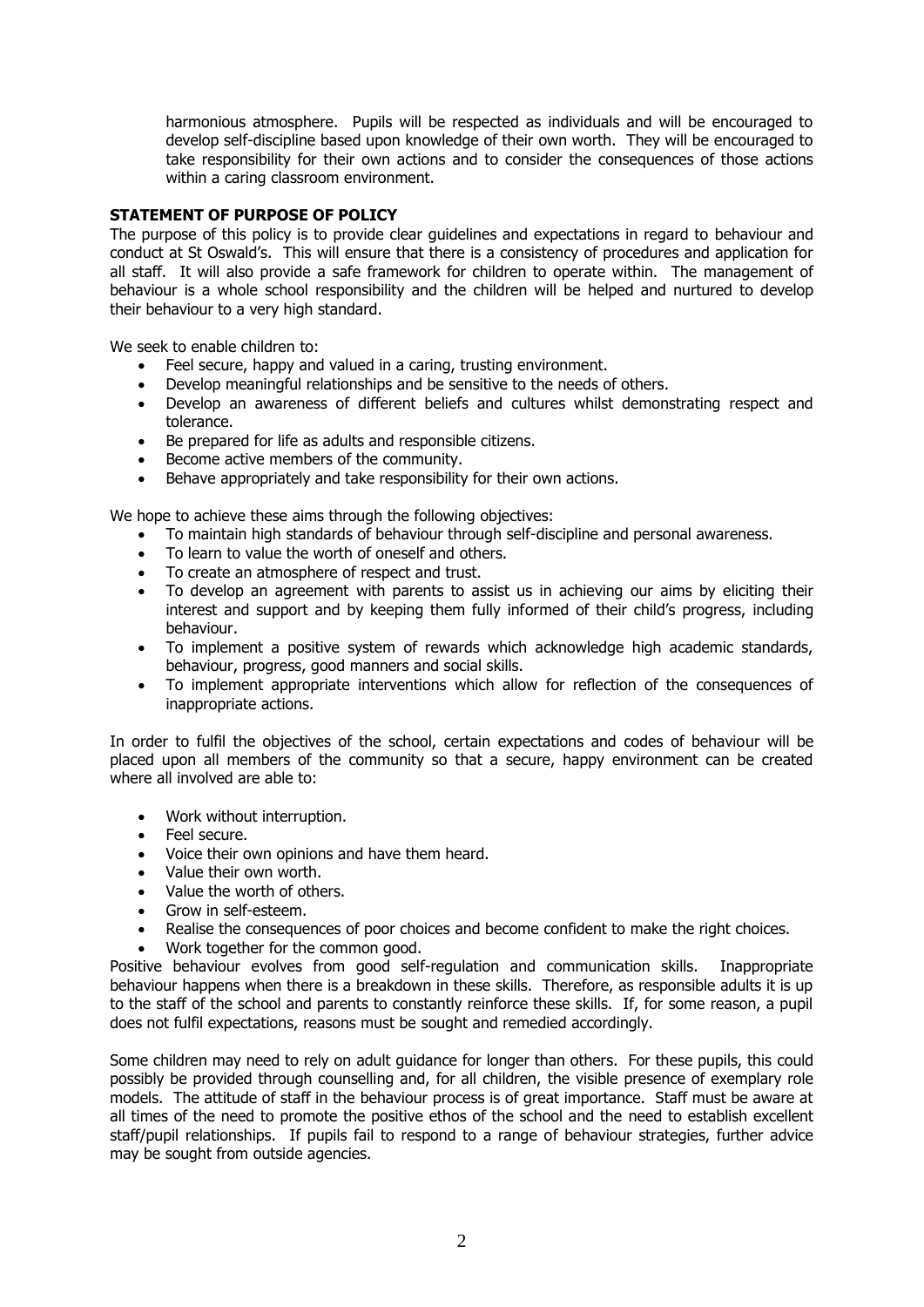harmonious atmosphere. Pupils will be respected as individuals and will be encouraged to develop self-discipline based upon knowledge of their own worth. They will be encouraged to take responsibility for their own actions and to consider the consequences of those actions within a caring classroom environment.

**STATEMENT OF PURPOSE OF POLICY**

The purpose of this policy is to provide clear guidelines and expectations in regard to behaviour and conduct at St Oswald's. This will ensure that there is a consistency of procedures and application for all staff. It will also provide a safe framework for children to operate within. The management of behaviour is a whole school responsibility and the children will be helped and nurtured to develop their behaviour to a very high standard.

We seek to enable children to:

- Feel secure, happy and valued in a caring, trusting environment.
- Develop meaningful relationships and be sensitive to the needs of others.
- Develop an awareness of different beliefs and cultures whilst demonstrating respect and tolerance.
- Be prepared for life as adults and responsible citizens.
- Become active members of the community.
- Behave appropriately and take responsibility for their own actions.

We hope to achieve these aims through the following objectives:

- To maintain high standards of behaviour through self-discipline and personal awareness.
- To learn to value the worth of oneself and others.
- To create an atmosphere of respect and trust.
- To develop an agreement with parents to assist us in achieving our aims by eliciting their interest and support and by keeping them fully informed of their child's progress, including behaviour.
- To implement a positive system of rewards which acknowledge high academic standards, behaviour, progress, good manners and social skills.
- To implement appropriate interventions which allow for reflection of the consequences of inappropriate actions.

In order to fulfil the objectives of the school, certain expectations and codes of behaviour will be placed upon all members of the community so that a secure, happy environment can be created where all involved are able to:

- Work without interruption.
- Feel secure.
- Voice their own opinions and have them heard.
- Value their own worth.
- Value the worth of others.
- Grow in self-esteem.
- Realise the consequences of poor choices and become confident to make the right choices.
- Work together for the common good.

Positive behaviour evolves from good self-regulation and communication skills. Inappropriate behaviour happens when there is a breakdown in these skills. Therefore, as responsible adults it is up to the staff of the school and parents to constantly reinforce these skills. If, for some reason, a pupil does not fulfil expectations, reasons must be sought and remedied accordingly.

Some children may need to rely on adult guidance for longer than others. For these pupils, this could possibly be provided through counselling and, for all children, the visible presence of exemplary role models. The attitude of staff in the behaviour process is of great importance. Staff must be aware at all times of the need to promote the positive ethos of the school and the need to establish excellent staff/pupil relationships. If pupils fail to respond to a range of behaviour strategies, further advice may be sought from outside agencies.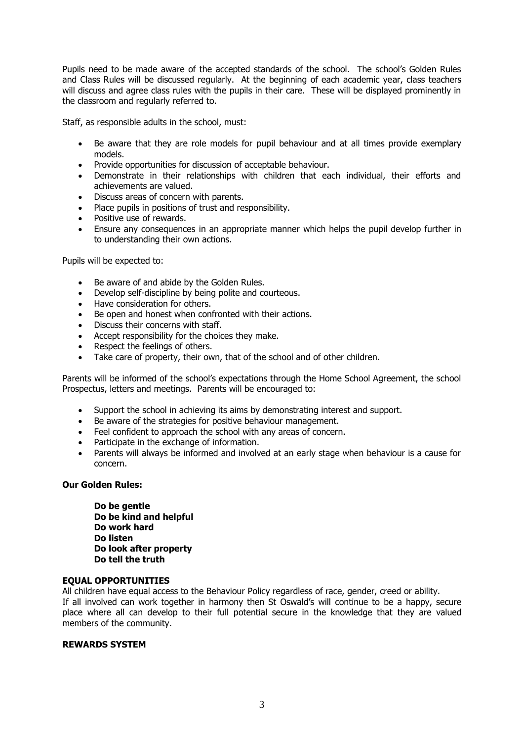Pupils need to be made aware of the accepted standards of the school. The school's Golden Rules and Class Rules will be discussed regularly. At the beginning of each academic year, class teachers will discuss and agree class rules with the pupils in their care. These will be displayed prominently in the classroom and regularly referred to.

Staff, as responsible adults in the school, must:

- Be aware that they are role models for pupil behaviour and at all times provide exemplary models.
- Provide opportunities for discussion of acceptable behaviour.
- Demonstrate in their relationships with children that each individual, their efforts and achievements are valued.
- Discuss areas of concern with parents.
- Place pupils in positions of trust and responsibility.
- Positive use of rewards.
- Ensure any consequences in an appropriate manner which helps the pupil develop further in to understanding their own actions.

Pupils will be expected to:

- Be aware of and abide by the Golden Rules.
- Develop self-discipline by being polite and courteous.
- Have consideration for others.
- Be open and honest when confronted with their actions.
- Discuss their concerns with staff.
- Accept responsibility for the choices they make.
- Respect the feelings of others.
- Take care of property, their own, that of the school and of other children.

Parents will be informed of the school's expectations through the Home School Agreement, the school Prospectus, letters and meetings. Parents will be encouraged to:

- Support the school in achieving its aims by demonstrating interest and support.
- Be aware of the strategies for positive behaviour management.
- Feel confident to approach the school with any areas of concern.
- Participate in the exchange of information.
- Parents will always be informed and involved at an early stage when behaviour is a cause for concern.

**Our Golden Rules:**

> **Do be gentle**
> **Do be kind and helpful**
> **Do work hard**
> **Do listen**
> **Do look after property**
> **Do tell the truth**

**EQUAL OPPORTUNITIES**

All children have equal access to the Behaviour Policy regardless of race, gender, creed or ability.
If all involved can work together in harmony then St Oswald's will continue to be a happy, secure place where all can develop to their full potential secure in the knowledge that they are valued members of the community.

**REWARDS SYSTEM**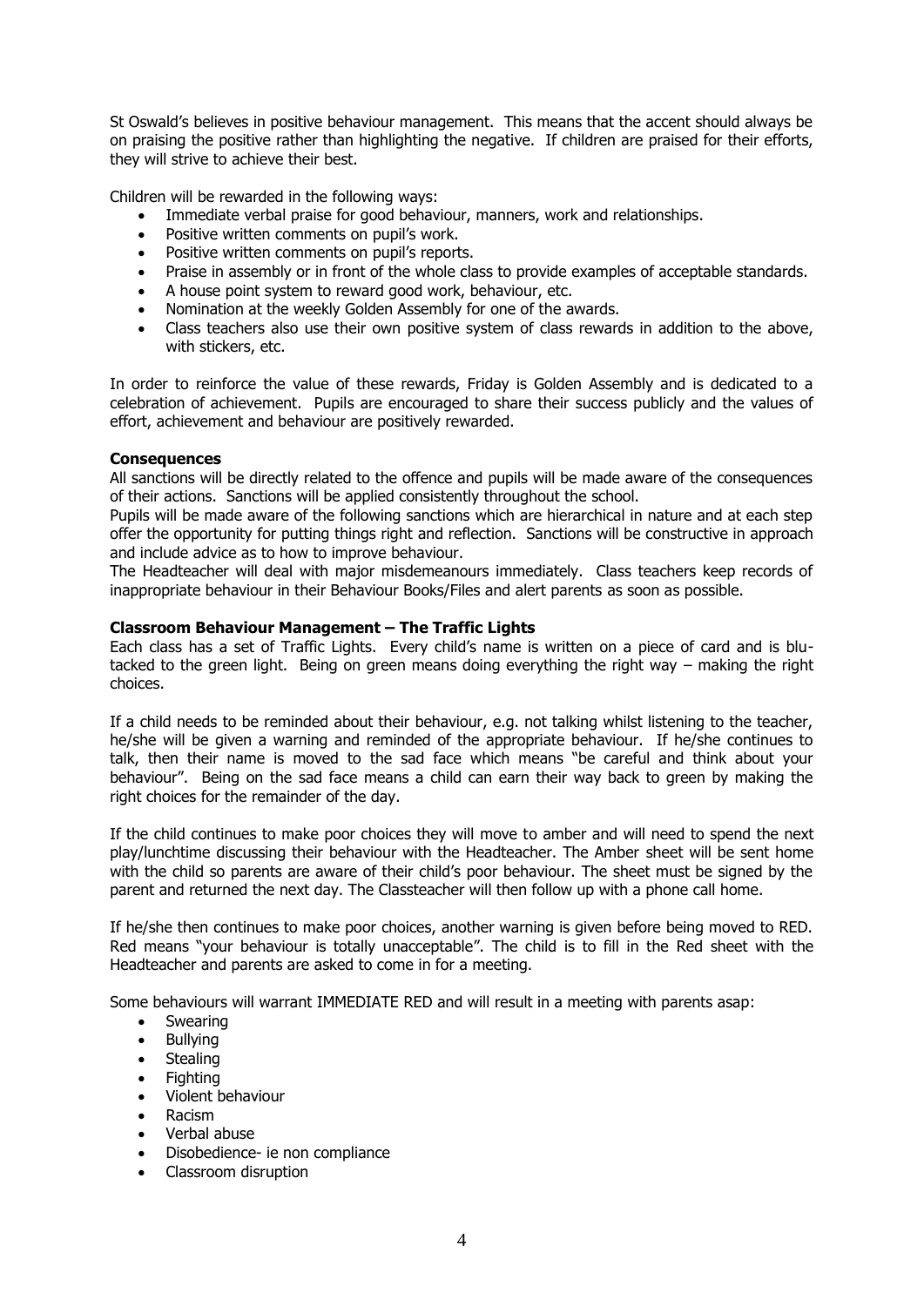St Oswald's believes in positive behaviour management. This means that the accent should always be on praising the positive rather than highlighting the negative. If children are praised for their efforts, they will strive to achieve their best.

Children will be rewarded in the following ways:

- Immediate verbal praise for good behaviour, manners, work and relationships.
- Positive written comments on pupil's work.
- Positive written comments on pupil's reports.
- Praise in assembly or in front of the whole class to provide examples of acceptable standards.
- A house point system to reward good work, behaviour, etc.
- Nomination at the weekly Golden Assembly for one of the awards.
- Class teachers also use their own positive system of class rewards in addition to the above, with stickers, etc.

In order to reinforce the value of these rewards, Friday is Golden Assembly and is dedicated to a celebration of achievement. Pupils are encouraged to share their success publicly and the values of effort, achievement and behaviour are positively rewarded.

**Consequences**

All sanctions will be directly related to the offence and pupils will be made aware of the consequences of their actions. Sanctions will be applied consistently throughout the school.

Pupils will be made aware of the following sanctions which are hierarchical in nature and at each step offer the opportunity for putting things right and reflection. Sanctions will be constructive in approach and include advice as to how to improve behaviour.

The Headteacher will deal with major misdemeanours immediately. Class teachers keep records of inappropriate behaviour in their Behaviour Books/Files and alert parents as soon as possible.

**Classroom Behaviour Management – The Traffic Lights**

Each class has a set of Traffic Lights. Every child's name is written on a piece of card and is blu-tacked to the green light. Being on green means doing everything the right way – making the right choices.

If a child needs to be reminded about their behaviour, e.g. not talking whilst listening to the teacher, he/she will be given a warning and reminded of the appropriate behaviour. If he/she continues to talk, then their name is moved to the sad face which means "be careful and think about your behaviour". Being on the sad face means a child can earn their way back to green by making the right choices for the remainder of the day.

If the child continues to make poor choices they will move to amber and will need to spend the next play/lunchtime discussing their behaviour with the Headteacher. The Amber sheet will be sent home with the child so parents are aware of their child's poor behaviour. The sheet must be signed by the parent and returned the next day. The Classteacher will then follow up with a phone call home.

If he/she then continues to make poor choices, another warning is given before being moved to RED. Red means "your behaviour is totally unacceptable". The child is to fill in the Red sheet with the Headteacher and parents are asked to come in for a meeting.

Some behaviours will warrant IMMEDIATE RED and will result in a meeting with parents asap:

- Swearing
- Bullying
- Stealing
- Fighting
- Violent behaviour
- Racism
- Verbal abuse
- Disobedience- ie non compliance
- Classroom disruption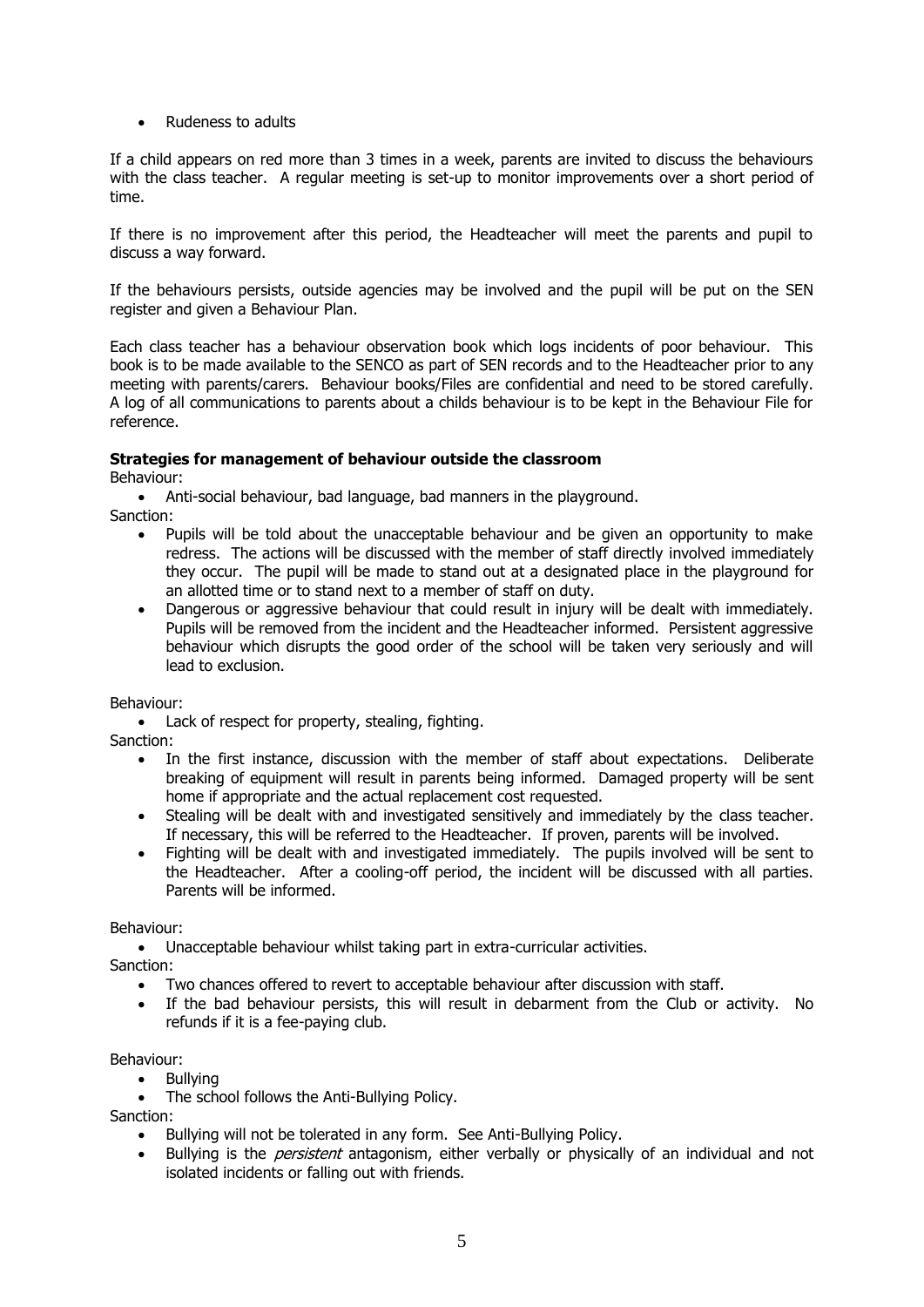- Rudeness to adults

If a child appears on red more than 3 times in a week, parents are invited to discuss the behaviours with the class teacher. A regular meeting is set-up to monitor improvements over a short period of time.

If there is no improvement after this period, the Headteacher will meet the parents and pupil to discuss a way forward.

If the behaviours persists, outside agencies may be involved and the pupil will be put on the SEN register and given a Behaviour Plan.

Each class teacher has a behaviour observation book which logs incidents of poor behaviour. This book is to be made available to the SENCO as part of SEN records and to the Headteacher prior to any meeting with parents/carers. Behaviour books/Files are confidential and need to be stored carefully. A log of all communications to parents about a childs behaviour is to be kept in the Behaviour File for reference.

**Strategies for management of behaviour outside the classroom**

Behaviour:

- Anti-social behaviour, bad language, bad manners in the playground.

Sanction:

- Pupils will be told about the unacceptable behaviour and be given an opportunity to make redress. The actions will be discussed with the member of staff directly involved immediately they occur. The pupil will be made to stand out at a designated place in the playground for an allotted time or to stand next to a member of staff on duty.
- Dangerous or aggressive behaviour that could result in injury will be dealt with immediately. Pupils will be removed from the incident and the Headteacher informed. Persistent aggressive behaviour which disrupts the good order of the school will be taken very seriously and will lead to exclusion.

Behaviour:

- Lack of respect for property, stealing, fighting.

Sanction:

- In the first instance, discussion with the member of staff about expectations. Deliberate breaking of equipment will result in parents being informed. Damaged property will be sent home if appropriate and the actual replacement cost requested.
- Stealing will be dealt with and investigated sensitively and immediately by the class teacher. If necessary, this will be referred to the Headteacher. If proven, parents will be involved.
- Fighting will be dealt with and investigated immediately. The pupils involved will be sent to the Headteacher. After a cooling-off period, the incident will be discussed with all parties. Parents will be informed.

Behaviour:

- Unacceptable behaviour whilst taking part in extra-curricular activities.

Sanction:

- Two chances offered to revert to acceptable behaviour after discussion with staff.
- If the bad behaviour persists, this will result in debarment from the Club or activity. No refunds if it is a fee-paying club.

Behaviour:

- Bullying
- The school follows the Anti-Bullying Policy.

Sanction:

- Bullying will not be tolerated in any form. See Anti-Bullying Policy.
- Bullying is the *persistent* antagonism, either verbally or physically of an individual and not isolated incidents or falling out with friends.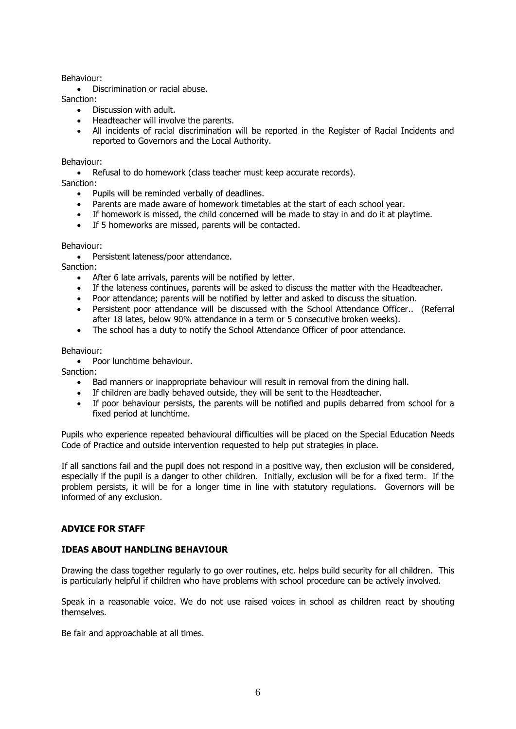Behaviour:

- Discrimination or racial abuse.

Sanction:

- Discussion with adult.
- Headteacher will involve the parents.
- All incidents of racial discrimination will be reported in the Register of Racial Incidents and reported to Governors and the Local Authority.

Behaviour:

- Refusal to do homework (class teacher must keep accurate records).

Sanction:

- Pupils will be reminded verbally of deadlines.
- Parents are made aware of homework timetables at the start of each school year.
- If homework is missed, the child concerned will be made to stay in and do it at playtime.
- If 5 homeworks are missed, parents will be contacted.

Behaviour:

- Persistent lateness/poor attendance.

Sanction:

- After 6 late arrivals, parents will be notified by letter.
- If the lateness continues, parents will be asked to discuss the matter with the Headteacher.
- Poor attendance; parents will be notified by letter and asked to discuss the situation.
- Persistent poor attendance will be discussed with the School Attendance Officer.. (Referral after 18 lates, below 90% attendance in a term or 5 consecutive broken weeks).
- The school has a duty to notify the School Attendance Officer of poor attendance.

Behaviour:

- Poor lunchtime behaviour.

Sanction:

- Bad manners or inappropriate behaviour will result in removal from the dining hall.
- If children are badly behaved outside, they will be sent to the Headteacher.
- If poor behaviour persists, the parents will be notified and pupils debarred from school for a fixed period at lunchtime.

Pupils who experience repeated behavioural difficulties will be placed on the Special Education Needs Code of Practice and outside intervention requested to help put strategies in place.

If all sanctions fail and the pupil does not respond in a positive way, then exclusion will be considered, especially if the pupil is a danger to other children. Initially, exclusion will be for a fixed term. If the problem persists, it will be for a longer time in line with statutory regulations. Governors will be informed of any exclusion.

## ADVICE FOR STAFF

### IDEAS ABOUT HANDLING BEHAVIOUR

Drawing the class together regularly to go over routines, etc. helps build security for all children. This is particularly helpful if children who have problems with school procedure can be actively involved.

Speak in a reasonable voice. We do not use raised voices in school as children react by shouting themselves.

Be fair and approachable at all times.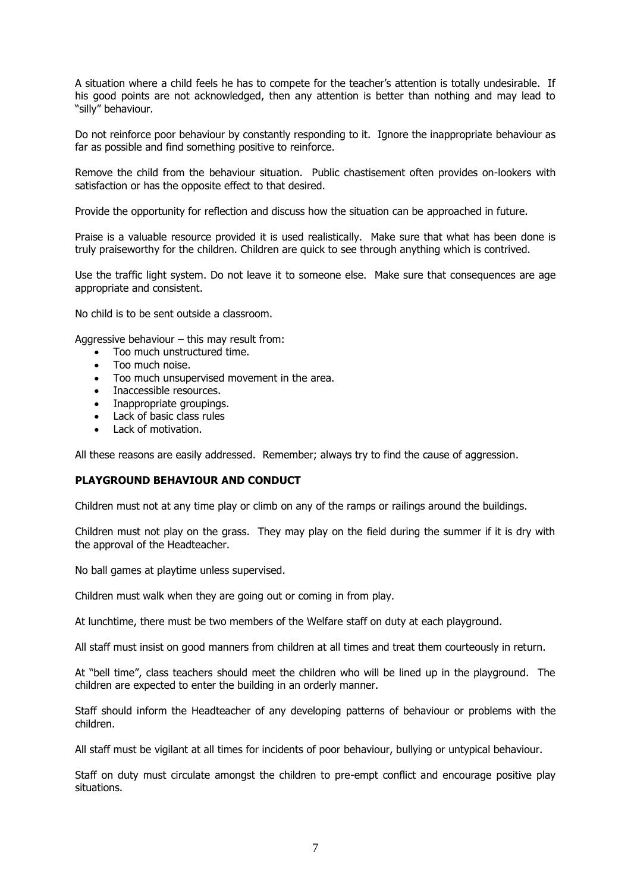A situation where a child feels he has to compete for the teacher's attention is totally undesirable. If his good points are not acknowledged, then any attention is better than nothing and may lead to "silly" behaviour.

Do not reinforce poor behaviour by constantly responding to it. Ignore the inappropriate behaviour as far as possible and find something positive to reinforce.

Remove the child from the behaviour situation. Public chastisement often provides on-lookers with satisfaction or has the opposite effect to that desired.

Provide the opportunity for reflection and discuss how the situation can be approached in future.

Praise is a valuable resource provided it is used realistically. Make sure that what has been done is truly praiseworthy for the children. Children are quick to see through anything which is contrived.

Use the traffic light system. Do not leave it to someone else. Make sure that consequences are age appropriate and consistent.

No child is to be sent outside a classroom.

Aggressive behaviour – this may result from:

- Too much unstructured time.
- Too much noise.
- Too much unsupervised movement in the area.
- Inaccessible resources.
- Inappropriate groupings.
- Lack of basic class rules
- Lack of motivation.

All these reasons are easily addressed. Remember; always try to find the cause of aggression.

## PLAYGROUND BEHAVIOUR AND CONDUCT

Children must not at any time play or climb on any of the ramps or railings around the buildings.

Children must not play on the grass. They may play on the field during the summer if it is dry with the approval of the Headteacher.

No ball games at playtime unless supervised.

Children must walk when they are going out or coming in from play.

At lunchtime, there must be two members of the Welfare staff on duty at each playground.

All staff must insist on good manners from children at all times and treat them courteously in return.

At "bell time", class teachers should meet the children who will be lined up in the playground. The children are expected to enter the building in an orderly manner.

Staff should inform the Headteacher of any developing patterns of behaviour or problems with the children.

All staff must be vigilant at all times for incidents of poor behaviour, bullying or untypical behaviour.

Staff on duty must circulate amongst the children to pre-empt conflict and encourage positive play situations.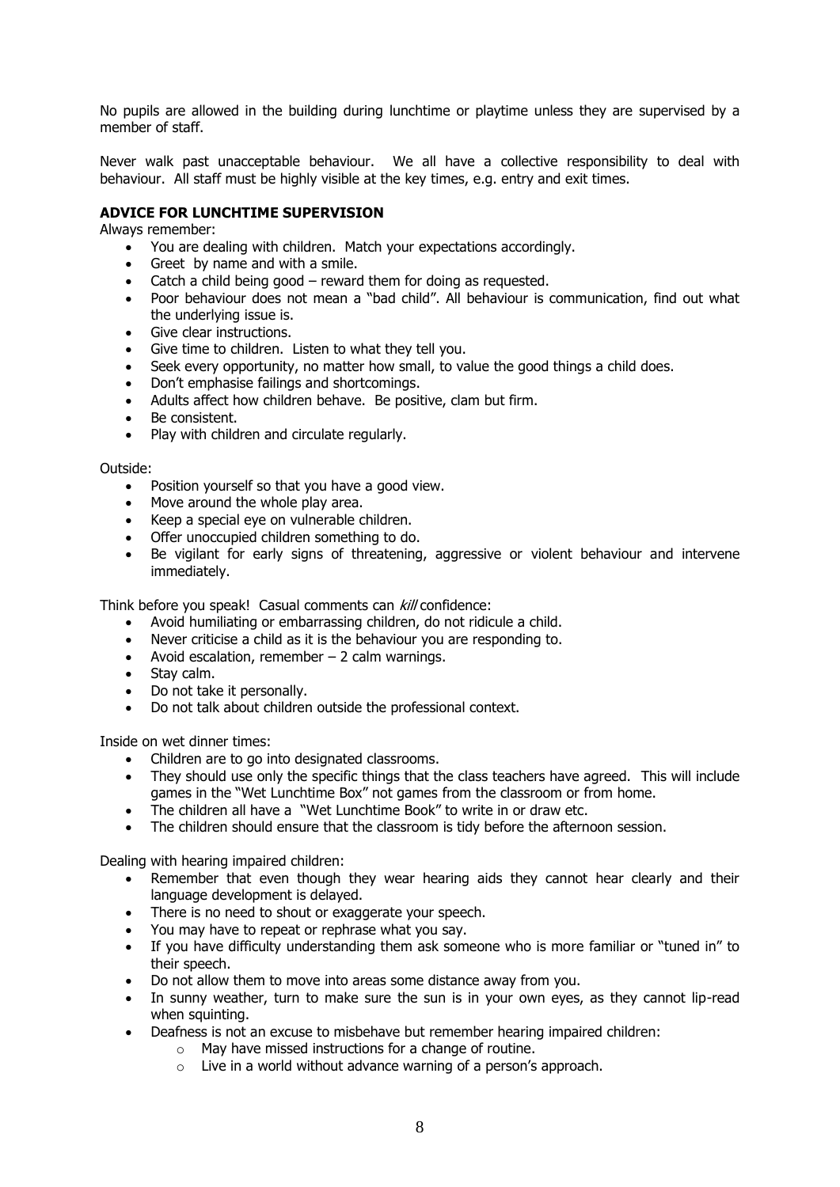No pupils are allowed in the building during lunchtime or playtime unless they are supervised by a member of staff.

Never walk past unacceptable behaviour. We all have a collective responsibility to deal with behaviour. All staff must be highly visible at the key times, e.g. entry and exit times.

**ADVICE FOR LUNCHTIME SUPERVISION**

Always remember:

- You are dealing with children. Match your expectations accordingly.
- Greet by name and with a smile.
- Catch a child being good – reward them for doing as requested.
- Poor behaviour does not mean a "bad child". All behaviour is communication, find out what the underlying issue is.
- Give clear instructions.
- Give time to children. Listen to what they tell you.
- Seek every opportunity, no matter how small, to value the good things a child does.
- Don't emphasise failings and shortcomings.
- Adults affect how children behave. Be positive, clam but firm.
- Be consistent.
- Play with children and circulate regularly.

Outside:

- Position yourself so that you have a good view.
- Move around the whole play area.
- Keep a special eye on vulnerable children.
- Offer unoccupied children something to do.
- Be vigilant for early signs of threatening, aggressive or violent behaviour and intervene immediately.

Think before you speak! Casual comments can *kill* confidence:

- Avoid humiliating or embarrassing children, do not ridicule a child.
- Never criticise a child as it is the behaviour you are responding to.
- Avoid escalation, remember – 2 calm warnings.
- Stay calm.
- Do not take it personally.
- Do not talk about children outside the professional context.

Inside on wet dinner times:

- Children are to go into designated classrooms.
- They should use only the specific things that the class teachers have agreed. This will include games in the "Wet Lunchtime Box" not games from the classroom or from home.
- The children all have a "Wet Lunchtime Book" to write in or draw etc.
- The children should ensure that the classroom is tidy before the afternoon session.

Dealing with hearing impaired children:

- Remember that even though they wear hearing aids they cannot hear clearly and their language development is delayed.
- There is no need to shout or exaggerate your speech.
- You may have to repeat or rephrase what you say.
- If you have difficulty understanding them ask someone who is more familiar or "tuned in" to their speech.
- Do not allow them to move into areas some distance away from you.
- In sunny weather, turn to make sure the sun is in your own eyes, as they cannot lip-read when squinting.
- Deafness is not an excuse to misbehave but remember hearing impaired children:
  - May have missed instructions for a change of routine.
  - Live in a world without advance warning of a person's approach.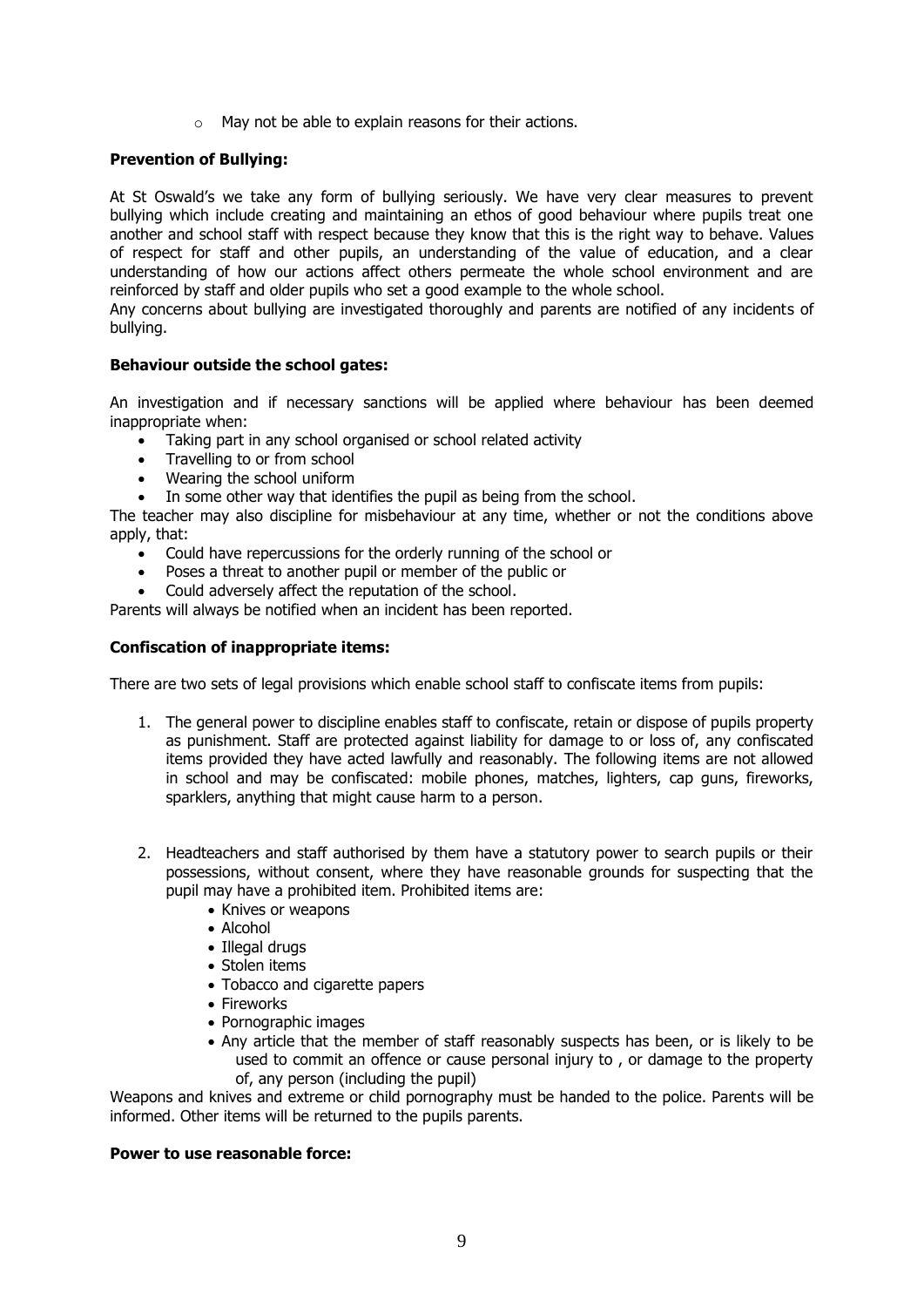- May not be able to explain reasons for their actions.

**Prevention of Bullying:**

At St Oswald's we take any form of bullying seriously. We have very clear measures to prevent bullying which include creating and maintaining an ethos of good behaviour where pupils treat one another and school staff with respect because they know that this is the right way to behave. Values of respect for staff and other pupils, an understanding of the value of education, and a clear understanding of how our actions affect others permeate the whole school environment and are reinforced by staff and older pupils who set a good example to the whole school.
Any concerns about bullying are investigated thoroughly and parents are notified of any incidents of bullying.

**Behaviour outside the school gates:**

An investigation and if necessary sanctions will be applied where behaviour has been deemed inappropriate when:

- Taking part in any school organised or school related activity
- Travelling to or from school
- Wearing the school uniform
- In some other way that identifies the pupil as being from the school.

The teacher may also discipline for misbehaviour at any time, whether or not the conditions above apply, that:

- Could have repercussions for the orderly running of the school or
- Poses a threat to another pupil or member of the public or
- Could adversely affect the reputation of the school.

Parents will always be notified when an incident has been reported.

**Confiscation of inappropriate items:**

There are two sets of legal provisions which enable school staff to confiscate items from pupils:

1. The general power to discipline enables staff to confiscate, retain or dispose of pupils property as punishment. Staff are protected against liability for damage to or loss of, any confiscated items provided they have acted lawfully and reasonably. The following items are not allowed in school and may be confiscated: mobile phones, matches, lighters, cap guns, fireworks, sparklers, anything that might cause harm to a person.

2. Headteachers and staff authorised by them have a statutory power to search pupils or their possessions, without consent, where they have reasonable grounds for suspecting that the pupil may have a prohibited item. Prohibited items are:
   - Knives or weapons
   - Alcohol
   - Illegal drugs
   - Stolen items
   - Tobacco and cigarette papers
   - Fireworks
   - Pornographic images
   - Any article that the member of staff reasonably suspects has been, or is likely to be used to commit an offence or cause personal injury to , or damage to the property of, any person (including the pupil)

Weapons and knives and extreme or child pornography must be handed to the police. Parents will be informed. Other items will be returned to the pupils parents.

**Power to use reasonable force:**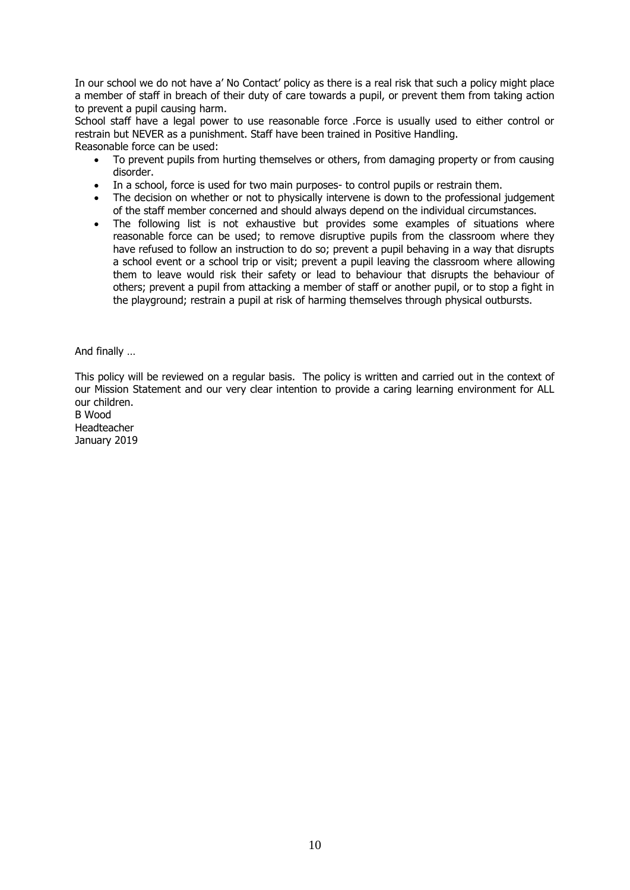In our school we do not have a' No Contact' policy as there is a real risk that such a policy might place a member of staff in breach of their duty of care towards a pupil, or prevent them from taking action to prevent a pupil causing harm.

School staff have a legal power to use reasonable force .Force is usually used to either control or restrain but NEVER as a punishment. Staff have been trained in Positive Handling.

Reasonable force can be used:

- To prevent pupils from hurting themselves or others, from damaging property or from causing disorder.
- In a school, force is used for two main purposes- to control pupils or restrain them.
- The decision on whether or not to physically intervene is down to the professional judgement of the staff member concerned and should always depend on the individual circumstances.
- The following list is not exhaustive but provides some examples of situations where reasonable force can be used; to remove disruptive pupils from the classroom where they have refused to follow an instruction to do so; prevent a pupil behaving in a way that disrupts a school event or a school trip or visit; prevent a pupil leaving the classroom where allowing them to leave would risk their safety or lead to behaviour that disrupts the behaviour of others; prevent a pupil from attacking a member of staff or another pupil, or to stop a fight in the playground; restrain a pupil at risk of harming themselves through physical outbursts.

And finally …

This policy will be reviewed on a regular basis. The policy is written and carried out in the context of our Mission Statement and our very clear intention to provide a caring learning environment for ALL our children.

B Wood
Headteacher
January 2019